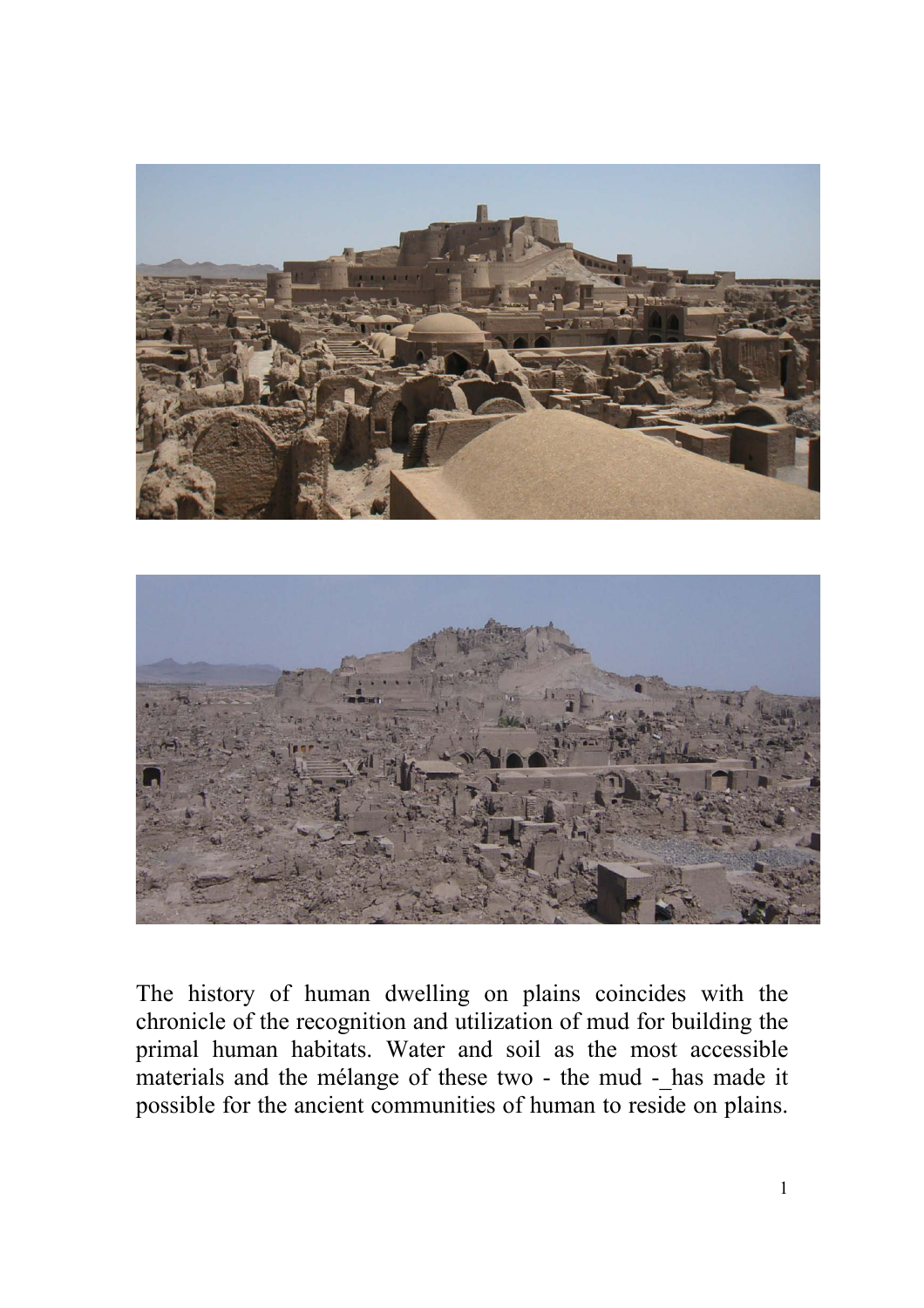The history of human dwelling on plains coincides with the chronicle of the recognition and utilization of mud for building the primal human habitats. Water and soil as the most accessible materials and the mélange of these two - the mud -_has made it possible for the ancient communities of human to reside on plains.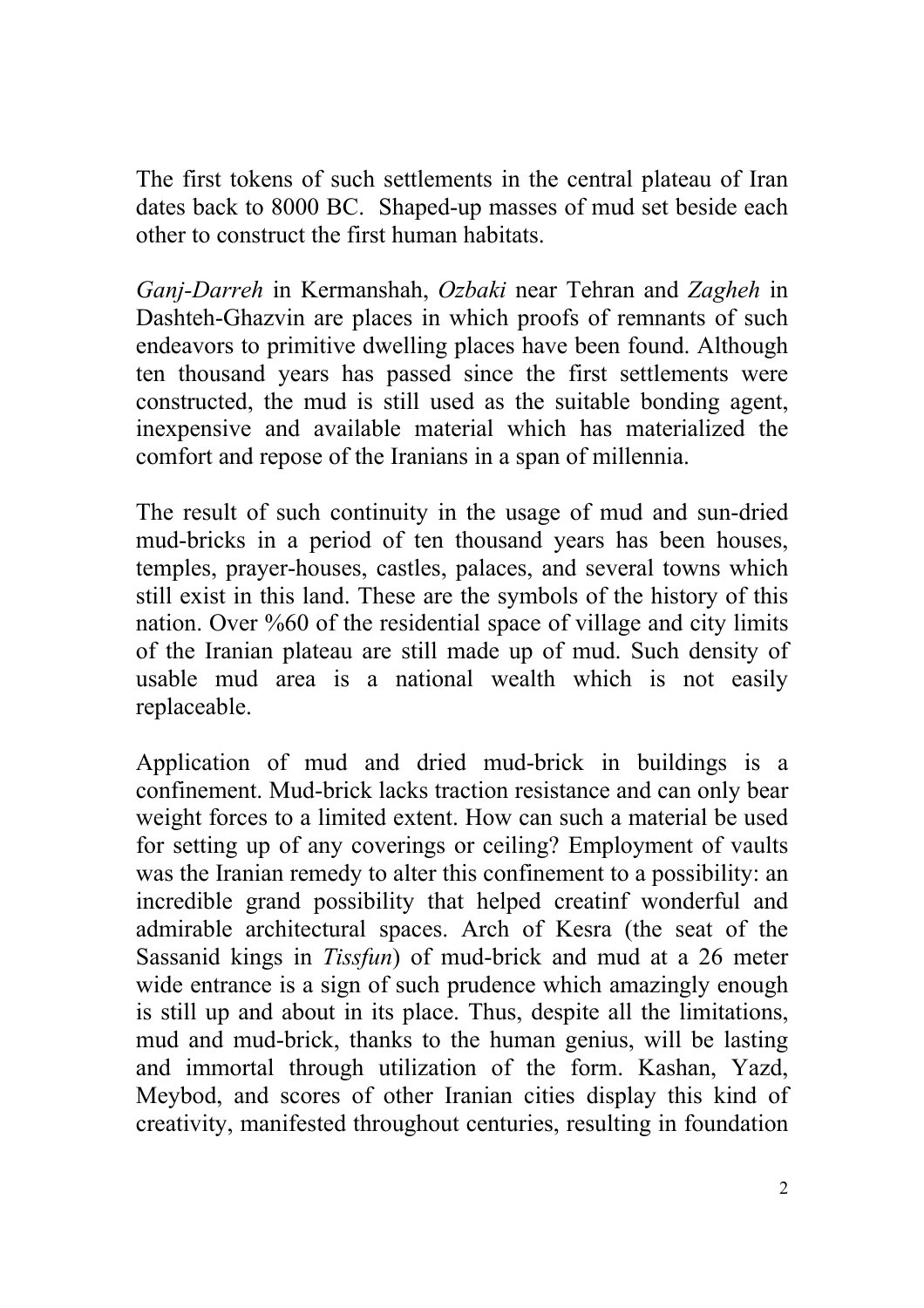The first tokens of such settlements in the central plateau of Iran dates back to 8000 BC. Shaped-up masses of mud set beside each other to construct the first human habitats.

*Ganj-Darreh* in Kermanshah, *Ozbaki* near Tehran and *Zagheh* in Dashteh-Ghazvin are places in which proofs of remnants of such endeavors to primitive dwelling places have been found. Although ten thousand years has passed since the first settlements were constructed, the mud is still used as the suitable bonding agent, inexpensive and available material which has materialized the comfort and repose of the Iranians in a span of millennia.

The result of such continuity in the usage of mud and sun-dried mud-bricks in a period of ten thousand years has been houses, temples, prayer-houses, castles, palaces, and several towns which still exist in this land. These are the symbols of the history of this nation. Over %60 of the residential space of village and city limits of the Iranian plateau are still made up of mud. Such density of usable mud area is a national wealth which is not easily replaceable.

Application of mud and dried mud-brick in buildings is a confinement. Mud-brick lacks traction resistance and can only bear weight forces to a limited extent. How can such a material be used for setting up of any coverings or ceiling? Employment of vaults was the Iranian remedy to alter this confinement to a possibility: an incredible grand possibility that helped creatinf wonderful and admirable architectural spaces. Arch of Kesra (the seat of the Sassanid kings in *Tissfun*) of mud-brick and mud at a 26 meter wide entrance is a sign of such prudence which amazingly enough is still up and about in its place. Thus, despite all the limitations, mud and mud-brick, thanks to the human genius, will be lasting and immortal through utilization of the form. Kashan, Yazd, Meybod, and scores of other Iranian cities display this kind of creativity, manifested throughout centuries, resulting in foundation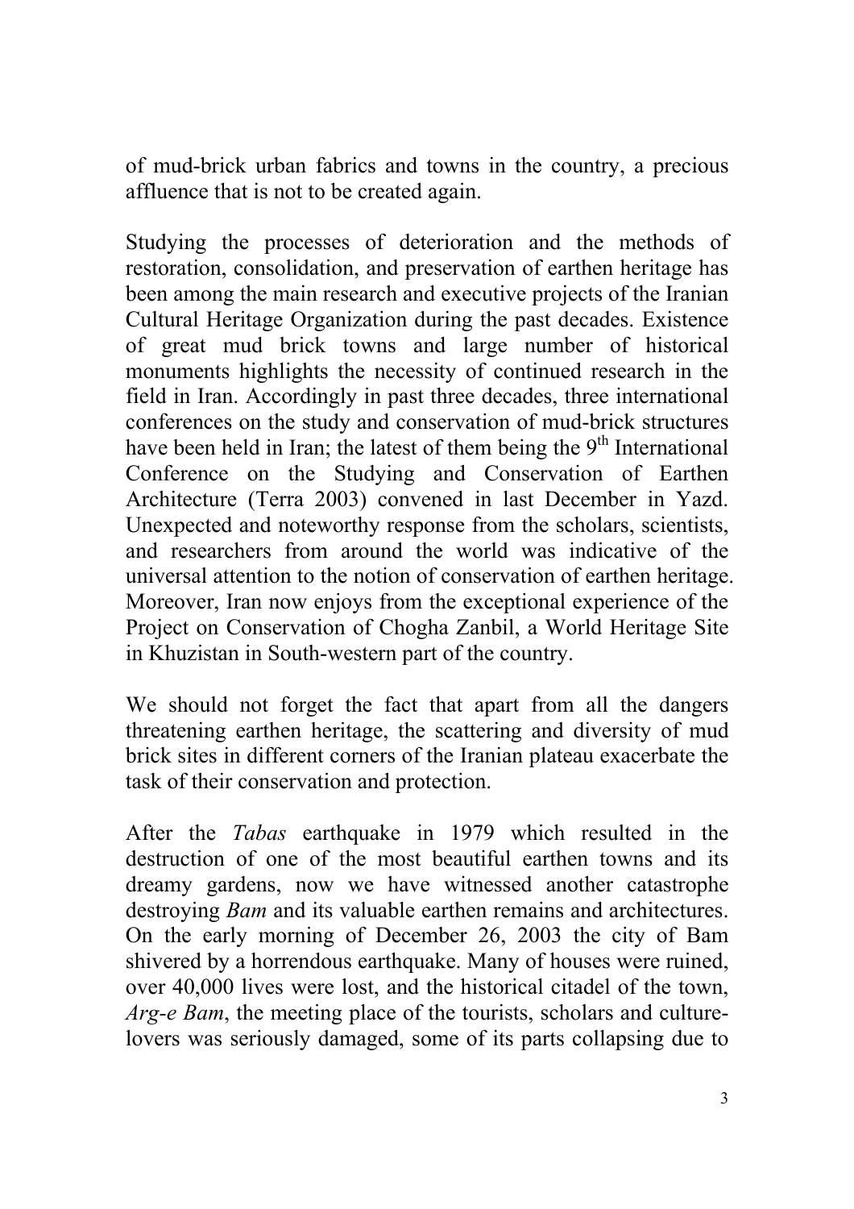of mud-brick urban fabrics and towns in the country, a precious affluence that is not to be created again.

Studying the processes of deterioration and the methods of restoration, consolidation, and preservation of earthen heritage has been among the main research and executive projects of the Iranian Cultural Heritage Organization during the past decades. Existence of great mud brick towns and large number of historical monuments highlights the necessity of continued research in the field in Iran. Accordingly in past three decades, three international conferences on the study and conservation of mud-brick structures have been held in Iran; the latest of them being the 9th International Conference on the Studying and Conservation of Earthen Architecture (Terra 2003) convened in last December in Yazd. Unexpected and noteworthy response from the scholars, scientists, and researchers from around the world was indicative of the universal attention to the notion of conservation of earthen heritage. Moreover, Iran now enjoys from the exceptional experience of the Project on Conservation of Chogha Zanbil, a World Heritage Site in Khuzistan in South-western part of the country.

We should not forget the fact that apart from all the dangers threatening earthen heritage, the scattering and diversity of mud brick sites in different corners of the Iranian plateau exacerbate the task of their conservation and protection.

After the *Tabas* earthquake in 1979 which resulted in the destruction of one of the most beautiful earthen towns and its dreamy gardens, now we have witnessed another catastrophe destroying *Bam* and its valuable earthen remains and architectures. On the early morning of December 26, 2003 the city of Bam shivered by a horrendous earthquake. Many of houses were ruined, over 40,000 lives were lost, and the historical citadel of the town, *Arg-e Bam*, the meeting place of the tourists, scholars and culture-lovers was seriously damaged, some of its parts collapsing due to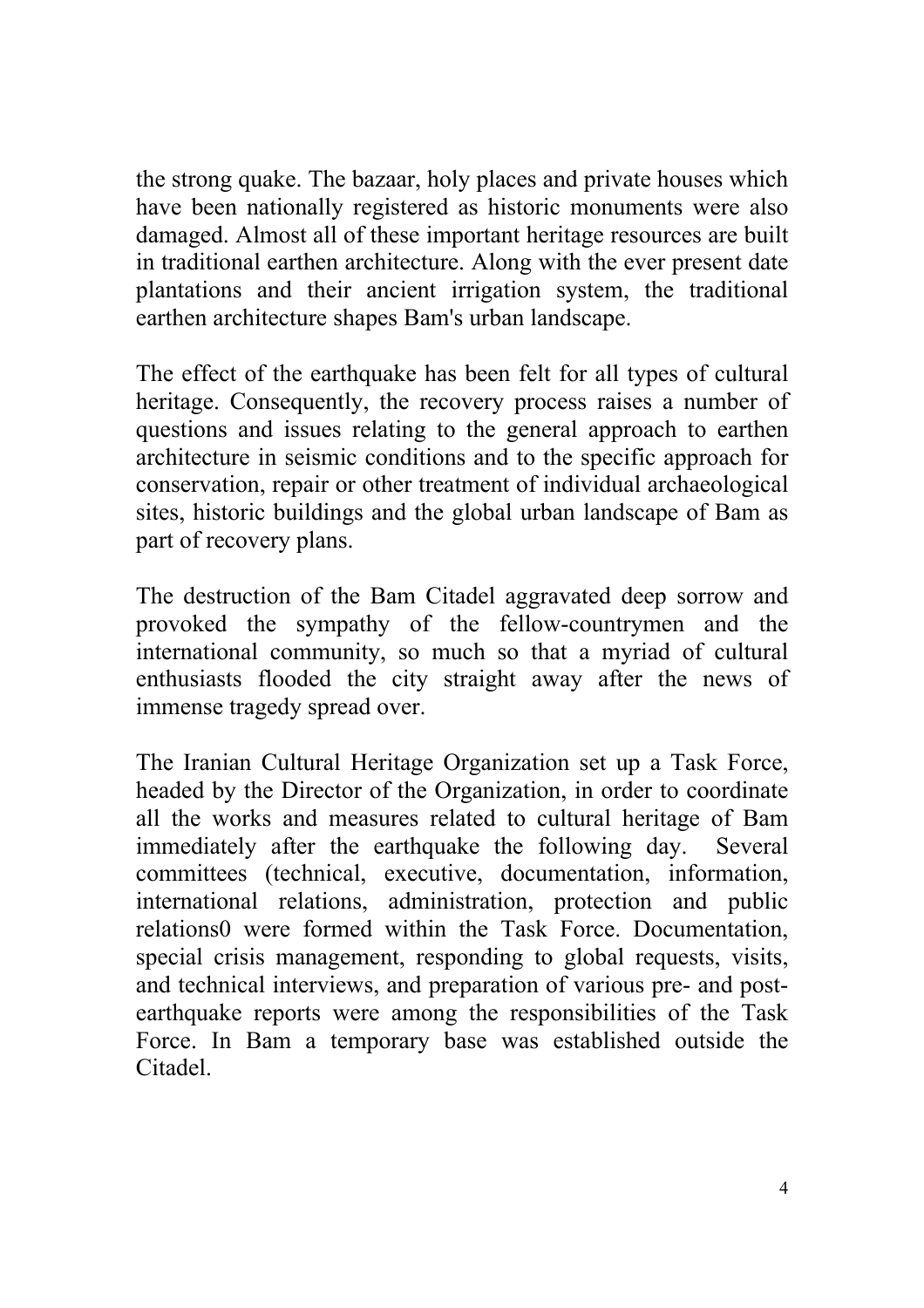the strong quake. The bazaar, holy places and private houses which have been nationally registered as historic monuments were also damaged. Almost all of these important heritage resources are built in traditional earthen architecture. Along with the ever present date plantations and their ancient irrigation system, the traditional earthen architecture shapes Bam's urban landscape.

The effect of the earthquake has been felt for all types of cultural heritage. Consequently, the recovery process raises a number of questions and issues relating to the general approach to earthen architecture in seismic conditions and to the specific approach for conservation, repair or other treatment of individual archaeological sites, historic buildings and the global urban landscape of Bam as part of recovery plans.

The destruction of the Bam Citadel aggravated deep sorrow and provoked the sympathy of the fellow-countrymen and the international community, so much so that a myriad of cultural enthusiasts flooded the city straight away after the news of immense tragedy spread over.

The Iranian Cultural Heritage Organization set up a Task Force, headed by the Director of the Organization, in order to coordinate all the works and measures related to cultural heritage of Bam immediately after the earthquake the following day. Several committees (technical, executive, documentation, information, international relations, administration, protection and public relations0 were formed within the Task Force. Documentation, special crisis management, responding to global requests, visits, and technical interviews, and preparation of various pre- and post-earthquake reports were among the responsibilities of the Task Force. In Bam a temporary base was established outside the Citadel.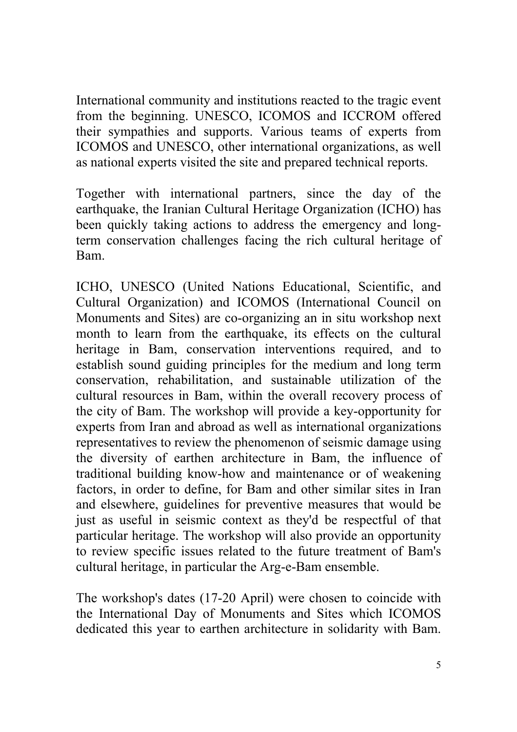International community and institutions reacted to the tragic event from the beginning. UNESCO, ICOMOS and ICCROM offered their sympathies and supports. Various teams of experts from ICOMOS and UNESCO, other international organizations, as well as national experts visited the site and prepared technical reports.

Together with international partners, since the day of the earthquake, the Iranian Cultural Heritage Organization (ICHO) has been quickly taking actions to address the emergency and long-term conservation challenges facing the rich cultural heritage of Bam.

ICHO, UNESCO (United Nations Educational, Scientific, and Cultural Organization) and ICOMOS (International Council on Monuments and Sites) are co-organizing an in situ workshop next month to learn from the earthquake, its effects on the cultural heritage in Bam, conservation interventions required, and to establish sound guiding principles for the medium and long term conservation, rehabilitation, and sustainable utilization of the cultural resources in Bam, within the overall recovery process of the city of Bam. The workshop will provide a key-opportunity for experts from Iran and abroad as well as international organizations representatives to review the phenomenon of seismic damage using the diversity of earthen architecture in Bam, the influence of traditional building know-how and maintenance or of weakening factors, in order to define, for Bam and other similar sites in Iran and elsewhere, guidelines for preventive measures that would be just as useful in seismic context as they'd be respectful of that particular heritage. The workshop will also provide an opportunity to review specific issues related to the future treatment of Bam's cultural heritage, in particular the Arg-e-Bam ensemble.

The workshop's dates (17-20 April) were chosen to coincide with the International Day of Monuments and Sites which ICOMOS dedicated this year to earthen architecture in solidarity with Bam.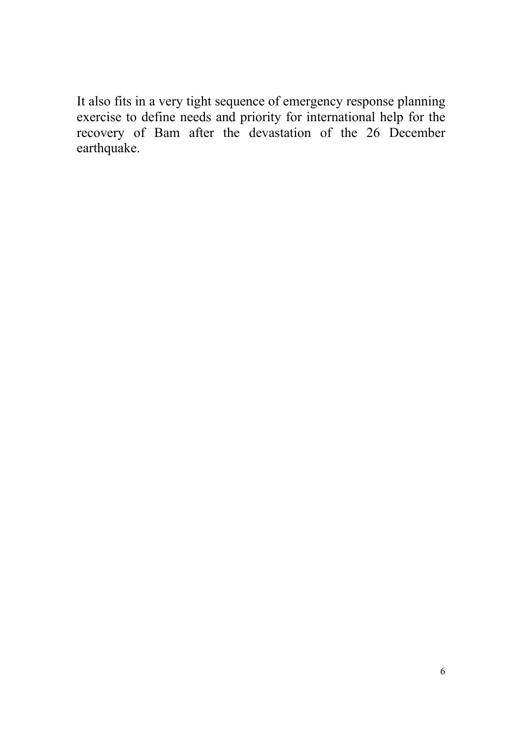It also fits in a very tight sequence of emergency response planning exercise to define needs and priority for international help for the recovery of Bam after the devastation of the 26 December earthquake.